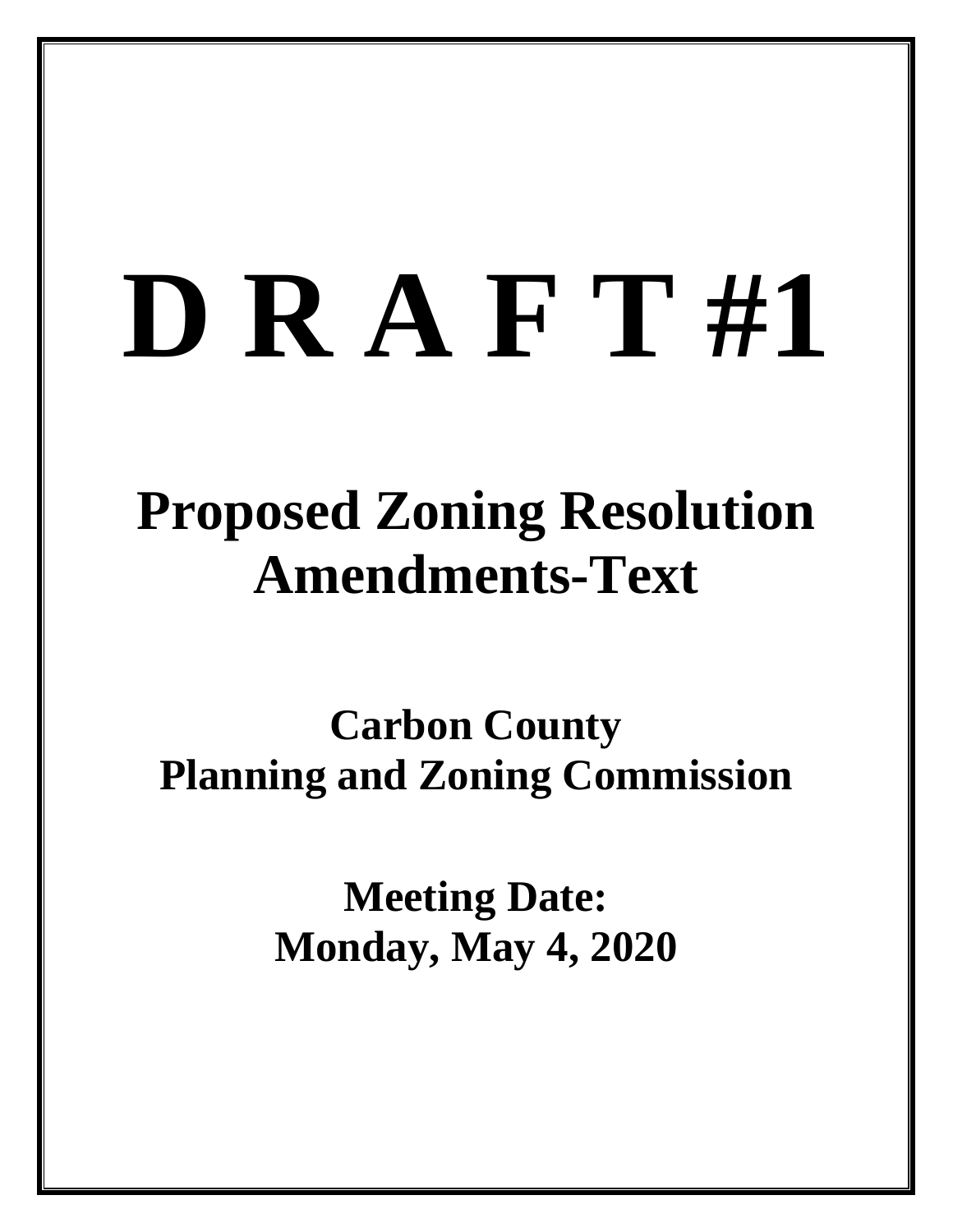# D R A F T #1

## Proposed Zoning Resolution Amendments-Text

### Carbon County
### Planning and Zoning Commission

### Meeting Date:
### Monday, May 4, 2020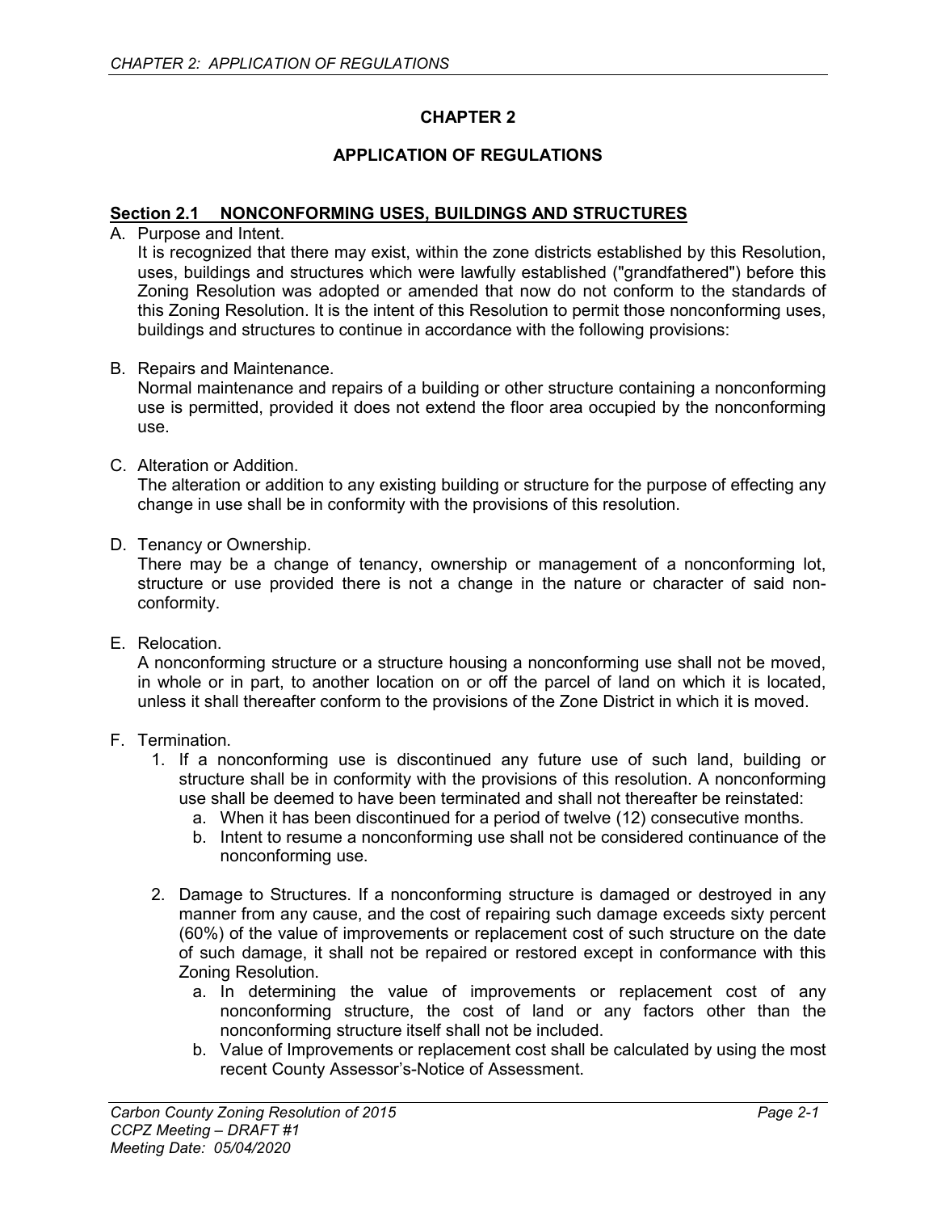# CHAPTER 2

# APPLICATION OF REGULATIONS

## Section 2.1 NONCONFORMING USES, BUILDINGS AND STRUCTURES

A. Purpose and Intent.
It is recognized that there may exist, within the zone districts established by this Resolution, uses, buildings and structures which were lawfully established ("grandfathered") before this Zoning Resolution was adopted or amended that now do not conform to the standards of this Zoning Resolution. It is the intent of this Resolution to permit those nonconforming uses, buildings and structures to continue in accordance with the following provisions:

B. Repairs and Maintenance.
Normal maintenance and repairs of a building or other structure containing a nonconforming use is permitted, provided it does not extend the floor area occupied by the nonconforming use.

C. Alteration or Addition.
The alteration or addition to any existing building or structure for the purpose of effecting any change in use shall be in conformity with the provisions of this resolution.

D. Tenancy or Ownership.
There may be a change of tenancy, ownership or management of a nonconforming lot, structure or use provided there is not a change in the nature or character of said non-conformity.

E. Relocation.
A nonconforming structure or a structure housing a nonconforming use shall not be moved, in whole or in part, to another location on or off the parcel of land on which it is located, unless it shall thereafter conform to the provisions of the Zone District in which it is moved.

F. Termination.
   1. If a nonconforming use is discontinued any future use of such land, building or structure shall be in conformity with the provisions of this resolution. A nonconforming use shall be deemed to have been terminated and shall not thereafter be reinstated:
      a. When it has been discontinued for a period of twelve (12) consecutive months.
      b. Intent to resume a nonconforming use shall not be considered continuance of the nonconforming use.

   2. Damage to Structures. If a nonconforming structure is damaged or destroyed in any manner from any cause, and the cost of repairing such damage exceeds sixty percent (60%) of the value of improvements or replacement cost of such structure on the date of such damage, it shall not be repaired or restored except in conformance with this Zoning Resolution.
      a. In determining the value of improvements or replacement cost of any nonconforming structure, the cost of land or any factors other than the nonconforming structure itself shall not be included.
      b. Value of Improvements or replacement cost shall be calculated by using the most recent County Assessor's-Notice of Assessment.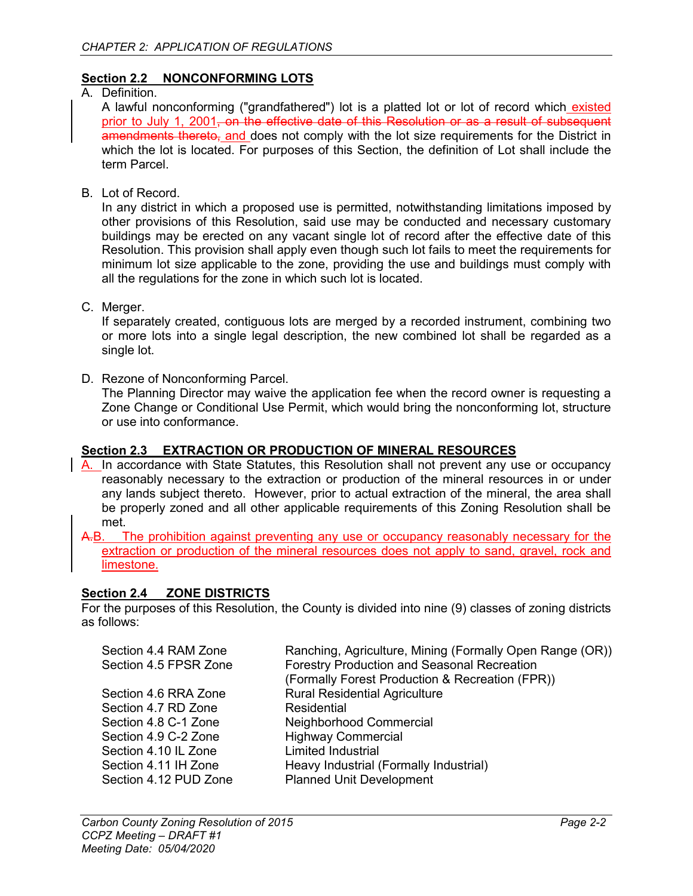## Section 2.2 NONCONFORMING LOTS

A. Definition.

A lawful nonconforming ("grandfathered") lot is a platted lot or lot of record which existed prior to July 1, 2001~~, on the effective date of this Resolution or as a result of subsequent amendments thereto,~~ and does not comply with the lot size requirements for the District in which the lot is located. For purposes of this Section, the definition of Lot shall include the term Parcel.

B. Lot of Record.

In any district in which a proposed use is permitted, notwithstanding limitations imposed by other provisions of this Resolution, said use may be conducted and necessary customary buildings may be erected on any vacant single lot of record after the effective date of this Resolution. This provision shall apply even though such lot fails to meet the requirements for minimum lot size applicable to the zone, providing the use and buildings must comply with all the regulations for the zone in which such lot is located.

C. Merger.

If separately created, contiguous lots are merged by a recorded instrument, combining two or more lots into a single legal description, the new combined lot shall be regarded as a single lot.

D. Rezone of Nonconforming Parcel.

The Planning Director may waive the application fee when the record owner is requesting a Zone Change or Conditional Use Permit, which would bring the nonconforming lot, structure or use into conformance.

## Section 2.3 EXTRACTION OR PRODUCTION OF MINERAL RESOURCES

A. In accordance with State Statutes, this Resolution shall not prevent any use or occupancy reasonably necessary to the extraction or production of the mineral resources in or under any lands subject thereto. However, prior to actual extraction of the mineral, the area shall be properly zoned and all other applicable requirements of this Zoning Resolution shall be met.

~~A.~~B. The prohibition against preventing any use or occupancy reasonably necessary for the extraction or production of the mineral resources does not apply to sand, gravel, rock and limestone.

## Section 2.4 ZONE DISTRICTS

For the purposes of this Resolution, the County is divided into nine (9) classes of zoning districts as follows:

| | |
|---|---|
| Section 4.4 RAM Zone | Ranching, Agriculture, Mining (Formally Open Range (OR)) |
| Section 4.5 FPSR Zone | Forestry Production and Seasonal Recreation (Formally Forest Production & Recreation (FPR)) |
| Section 4.6 RRA Zone | Rural Residential Agriculture |
| Section 4.7 RD Zone | Residential |
| Section 4.8 C-1 Zone | Neighborhood Commercial |
| Section 4.9 C-2 Zone | Highway Commercial |
| Section 4.10 IL Zone | Limited Industrial |
| Section 4.11 IH Zone | Heavy Industrial (Formally Industrial) |
| Section 4.12 PUD Zone | Planned Unit Development |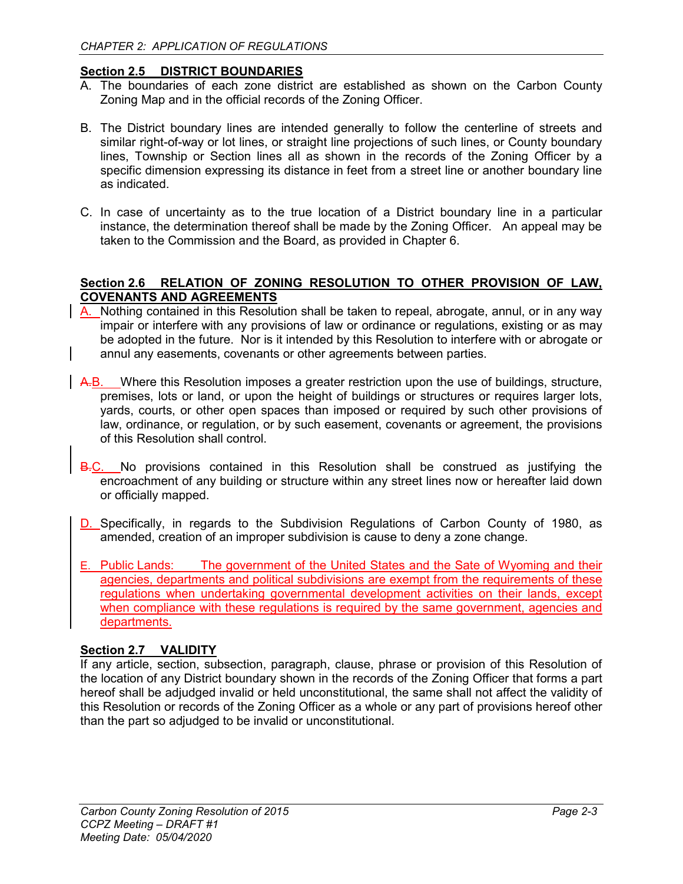**Section 2.5 DISTRICT BOUNDARIES**

A. The boundaries of each zone district are established as shown on the Carbon County Zoning Map and in the official records of the Zoning Officer.

B. The District boundary lines are intended generally to follow the centerline of streets and similar right-of-way or lot lines, or straight line projections of such lines, or County boundary lines, Township or Section lines all as shown in the records of the Zoning Officer by a specific dimension expressing its distance in feet from a street line or another boundary line as indicated.

C. In case of uncertainty as to the true location of a District boundary line in a particular instance, the determination thereof shall be made by the Zoning Officer. An appeal may be taken to the Commission and the Board, as provided in Chapter 6.

**Section 2.6 RELATION OF ZONING RESOLUTION TO OTHER PROVISION OF LAW, COVENANTS AND AGREEMENTS**

A. Nothing contained in this Resolution shall be taken to repeal, abrogate, annul, or in any way impair or interfere with any provisions of law or ordinance or regulations, existing or as may be adopted in the future. Nor is it intended by this Resolution to interfere with or abrogate or annul any easements, covenants or other agreements between parties.

~~A.~~B. Where this Resolution imposes a greater restriction upon the use of buildings, structure, premises, lots or land, or upon the height of buildings or structures or requires larger lots, yards, courts, or other open spaces than imposed or required by such other provisions of law, ordinance, or regulation, or by such easement, covenants or agreement, the provisions of this Resolution shall control.

~~B.~~C. No provisions contained in this Resolution shall be construed as justifying the encroachment of any building or structure within any street lines now or hereafter laid down or officially mapped.

D. Specifically, in regards to the Subdivision Regulations of Carbon County of 1980, as amended, creation of an improper subdivision is cause to deny a zone change.

E. Public Lands: The government of the United States and the Sate of Wyoming and their agencies, departments and political subdivisions are exempt from the requirements of these regulations when undertaking governmental development activities on their lands, except when compliance with these regulations is required by the same government, agencies and departments.

**Section 2.7 VALIDITY**

If any article, section, subsection, paragraph, clause, phrase or provision of this Resolution of the location of any District boundary shown in the records of the Zoning Officer that forms a part hereof shall be adjudged invalid or held unconstitutional, the same shall not affect the validity of this Resolution or records of the Zoning Officer as a whole or any part of provisions hereof other than the part so adjudged to be invalid or unconstitutional.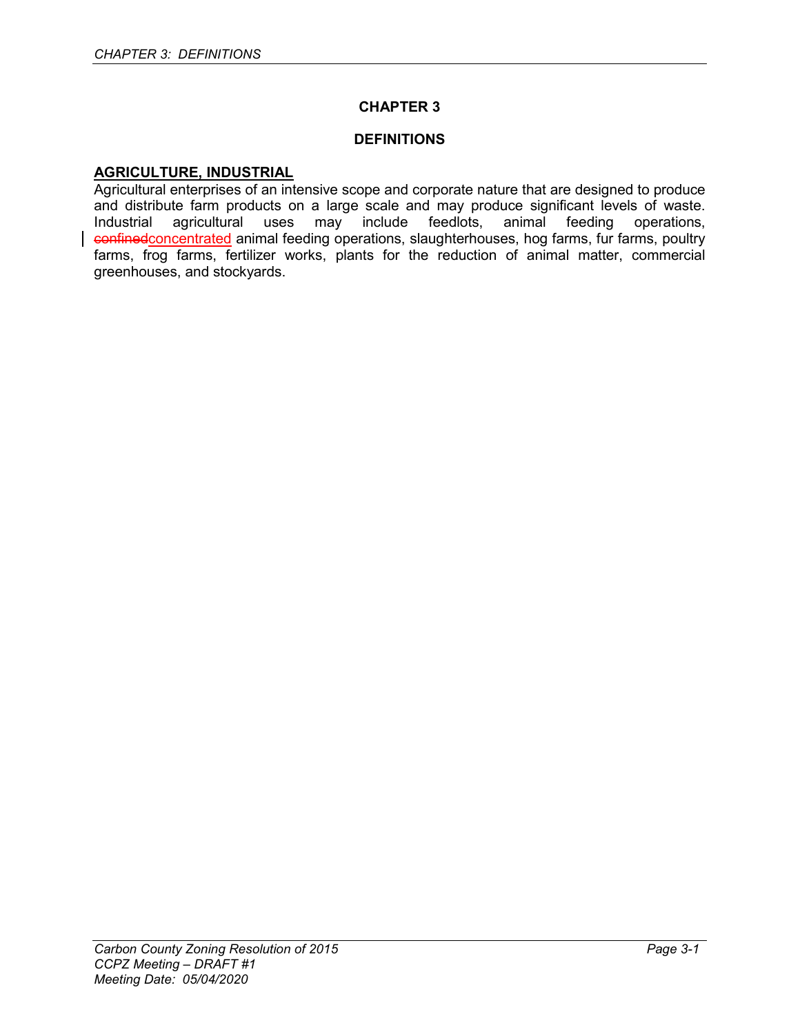# CHAPTER 3

## DEFINITIONS

**AGRICULTURE, INDUSTRIAL**

Agricultural enterprises of an intensive scope and corporate nature that are designed to produce and distribute farm products on a large scale and may produce significant levels of waste. Industrial agricultural uses may include feedlots, animal feeding operations, ~~confined~~concentrated animal feeding operations, slaughterhouses, hog farms, fur farms, poultry farms, frog farms, fertilizer works, plants for the reduction of animal matter, commercial greenhouses, and stockyards.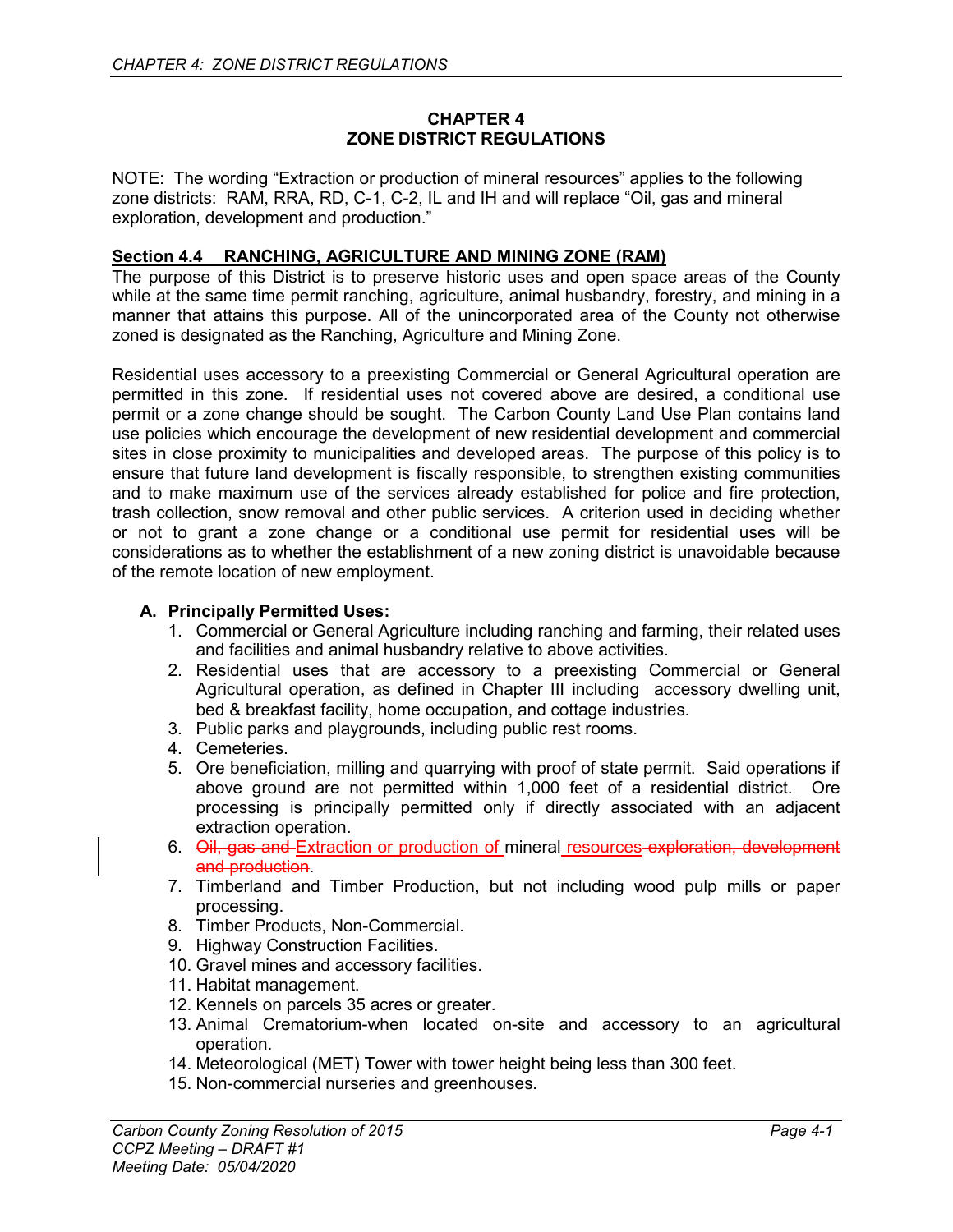# CHAPTER 4
# ZONE DISTRICT REGULATIONS

NOTE: The wording "Extraction or production of mineral resources" applies to the following zone districts: RAM, RRA, RD, C-1, C-2, IL and IH and will replace "Oil, gas and mineral exploration, development and production."

## Section 4.4 RANCHING, AGRICULTURE AND MINING ZONE (RAM)

The purpose of this District is to preserve historic uses and open space areas of the County while at the same time permit ranching, agriculture, animal husbandry, forestry, and mining in a manner that attains this purpose. All of the unincorporated area of the County not otherwise zoned is designated as the Ranching, Agriculture and Mining Zone.

Residential uses accessory to a preexisting Commercial or General Agricultural operation are permitted in this zone. If residential uses not covered above are desired, a conditional use permit or a zone change should be sought. The Carbon County Land Use Plan contains land use policies which encourage the development of new residential development and commercial sites in close proximity to municipalities and developed areas. The purpose of this policy is to ensure that future land development is fiscally responsible, to strengthen existing communities and to make maximum use of the services already established for police and fire protection, trash collection, snow removal and other public services. A criterion used in deciding whether or not to grant a zone change or a conditional use permit for residential uses will be considerations as to whether the establishment of a new zoning district is unavoidable because of the remote location of new employment.

**A. Principally Permitted Uses:**

1. Commercial or General Agriculture including ranching and farming, their related uses and facilities and animal husbandry relative to above activities.
2. Residential uses that are accessory to a preexisting Commercial or General Agricultural operation, as defined in Chapter III including accessory dwelling unit, bed & breakfast facility, home occupation, and cottage industries.
3. Public parks and playgrounds, including public rest rooms.
4. Cemeteries.
5. Ore beneficiation, milling and quarrying with proof of state permit. Said operations if above ground are not permitted within 1,000 feet of a residential district. Ore processing is principally permitted only if directly associated with an adjacent extraction operation.
6. ~~Oil, gas and~~ Extraction or production of mineral resources ~~exploration, development and production~~.
7. Timberland and Timber Production, but not including wood pulp mills or paper processing.
8. Timber Products, Non-Commercial.
9. Highway Construction Facilities.
10. Gravel mines and accessory facilities.
11. Habitat management.
12. Kennels on parcels 35 acres or greater.
13. Animal Crematorium-when located on-site and accessory to an agricultural operation.
14. Meteorological (MET) Tower with tower height being less than 300 feet.
15. Non-commercial nurseries and greenhouses.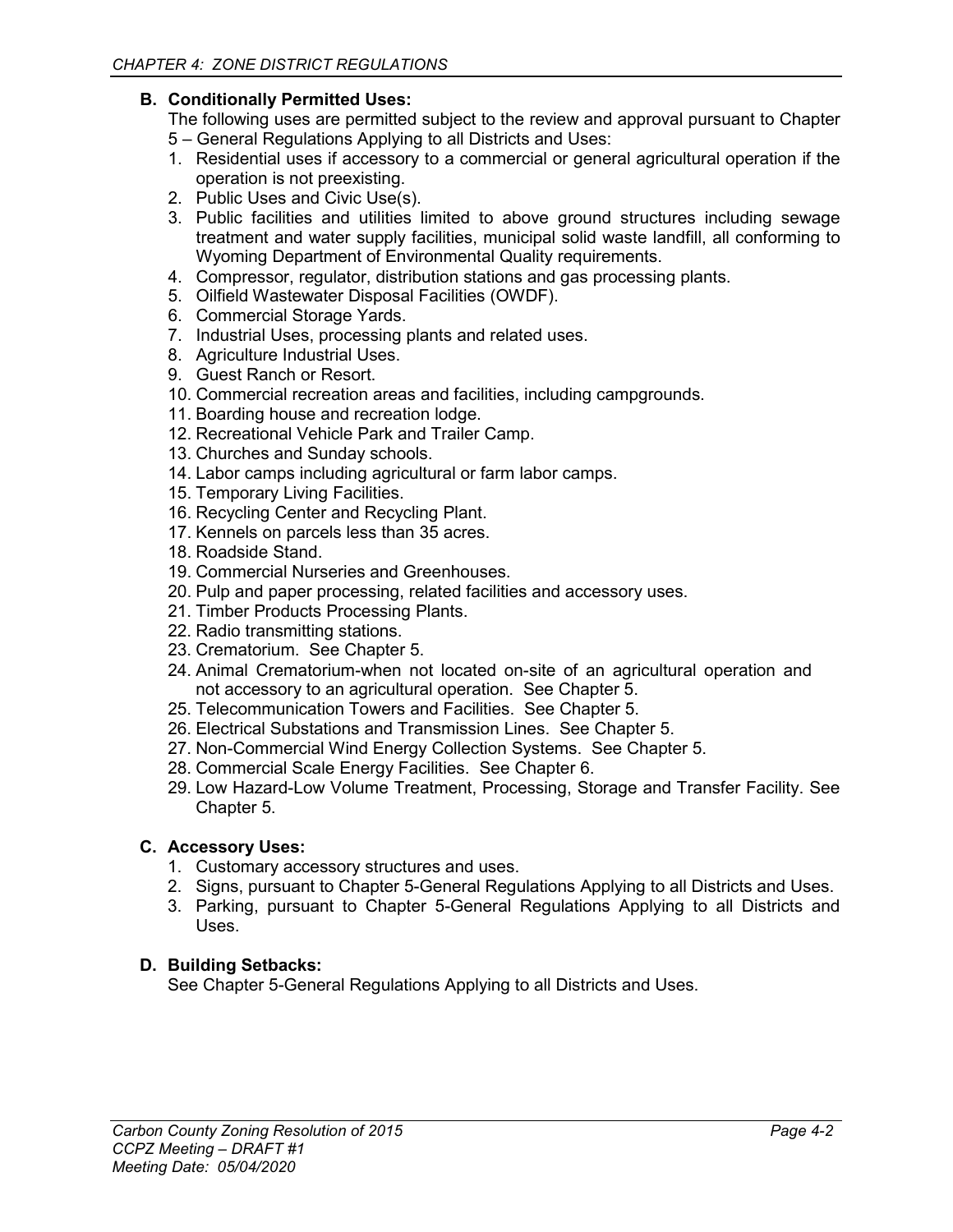### B. Conditionally Permitted Uses:

The following uses are permitted subject to the review and approval pursuant to Chapter 5 – General Regulations Applying to all Districts and Uses:

1. Residential uses if accessory to a commercial or general agricultural operation if the operation is not preexisting.
2. Public Uses and Civic Use(s).
3. Public facilities and utilities limited to above ground structures including sewage treatment and water supply facilities, municipal solid waste landfill, all conforming to Wyoming Department of Environmental Quality requirements.
4. Compressor, regulator, distribution stations and gas processing plants.
5. Oilfield Wastewater Disposal Facilities (OWDF).
6. Commercial Storage Yards.
7. Industrial Uses, processing plants and related uses.
8. Agriculture Industrial Uses.
9. Guest Ranch or Resort.
10. Commercial recreation areas and facilities, including campgrounds.
11. Boarding house and recreation lodge.
12. Recreational Vehicle Park and Trailer Camp.
13. Churches and Sunday schools.
14. Labor camps including agricultural or farm labor camps.
15. Temporary Living Facilities.
16. Recycling Center and Recycling Plant.
17. Kennels on parcels less than 35 acres.
18. Roadside Stand.
19. Commercial Nurseries and Greenhouses.
20. Pulp and paper processing, related facilities and accessory uses.
21. Timber Products Processing Plants.
22. Radio transmitting stations.
23. Crematorium. See Chapter 5.
24. Animal Crematorium-when not located on-site of an agricultural operation and not accessory to an agricultural operation. See Chapter 5.
25. Telecommunication Towers and Facilities. See Chapter 5.
26. Electrical Substations and Transmission Lines. See Chapter 5.
27. Non-Commercial Wind Energy Collection Systems. See Chapter 5.
28. Commercial Scale Energy Facilities. See Chapter 6.
29. Low Hazard-Low Volume Treatment, Processing, Storage and Transfer Facility. See Chapter 5.

### C. Accessory Uses:

1. Customary accessory structures and uses.
2. Signs, pursuant to Chapter 5-General Regulations Applying to all Districts and Uses.
3. Parking, pursuant to Chapter 5-General Regulations Applying to all Districts and Uses.

### D. Building Setbacks:

See Chapter 5-General Regulations Applying to all Districts and Uses.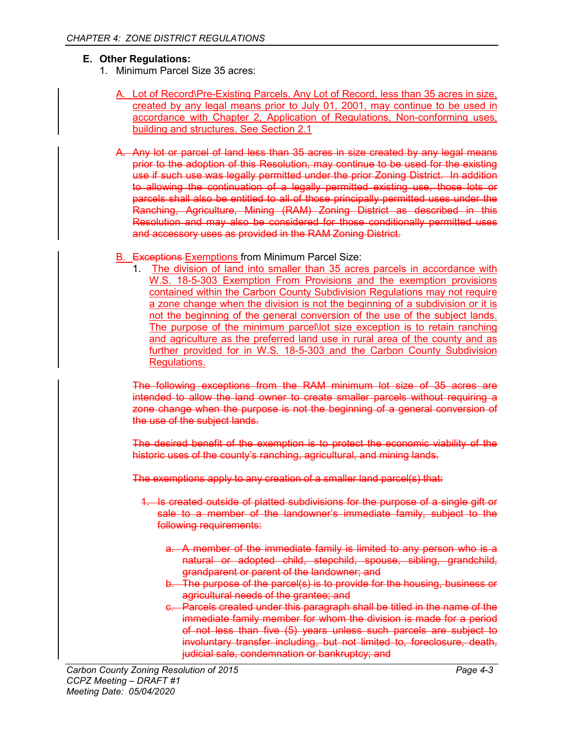**E. Other Regulations:**

1. Minimum Parcel Size 35 acres:

   A. Lot of Record\Pre-Existing Parcels. Any Lot of Record, less than 35 acres in size, created by any legal means prior to July 01, 2001, may continue to be used in accordance with Chapter 2, Application of Regulations, Non-conforming uses, building and structures. See Section 2.1

   ~~A. Any lot or parcel of land less than 35 acres in size created by any legal means prior to the adoption of this Resolution, may continue to be used for the existing use if such use was legally permitted under the prior Zoning District. In addition to allowing the continuation of a legally permitted existing use, those lots or parcels shall also be entitled to all of those principally permitted uses under the Ranching, Agriculture, Mining (RAM) Zoning District as described in this Resolution and may also be considered for those conditionally permitted uses and accessory uses as provided in the RAM Zoning District.~~

   B. ~~Exceptions~~ Exemptions from Minimum Parcel Size:

      1. The division of land into smaller than 35 acres parcels in accordance with W.S. 18-5-303 Exemption From Provisions and the exemption provisions contained within the Carbon County Subdivision Regulations may not require a zone change when the division is not the beginning of a subdivision or it is not the beginning of the general conversion of the use of the subject lands. The purpose of the minimum parcel\lot size exception is to retain ranching and agriculture as the preferred land use in rural area of the county and as further provided for in W.S. 18-5-303 and the Carbon County Subdivision Regulations.

      ~~The following exceptions from the RAM minimum lot size of 35 acres are intended to allow the land owner to create smaller parcels without requiring a zone change when the purpose is not the beginning of a general conversion of the use of the subject lands.~~

      ~~The desired benefit of the exemption is to protect the economic viability of the historic uses of the county's ranching, agricultural, and mining lands.~~

      ~~The exemptions apply to any creation of a smaller land parcel(s) that:~~

      ~~1. Is created outside of platted subdivisions for the purpose of a single gift or sale to a member of the landowner's immediate family, subject to the following requirements:~~

         ~~a. A member of the immediate family is limited to any person who is a natural or adopted child, stepchild, spouse, sibling, grandchild, grandparent or parent of the landowner; and~~

         ~~b. The purpose of the parcel(s) is to provide for the housing, business or agricultural needs of the grantee; and~~

         ~~c. Parcels created under this paragraph shall be titled in the name of the immediate family member for whom the division is made for a period of not less than five (5) years unless such parcels are subject to involuntary transfer including, but not limited to, foreclosure, death, judicial sale, condemnation or bankruptcy; and~~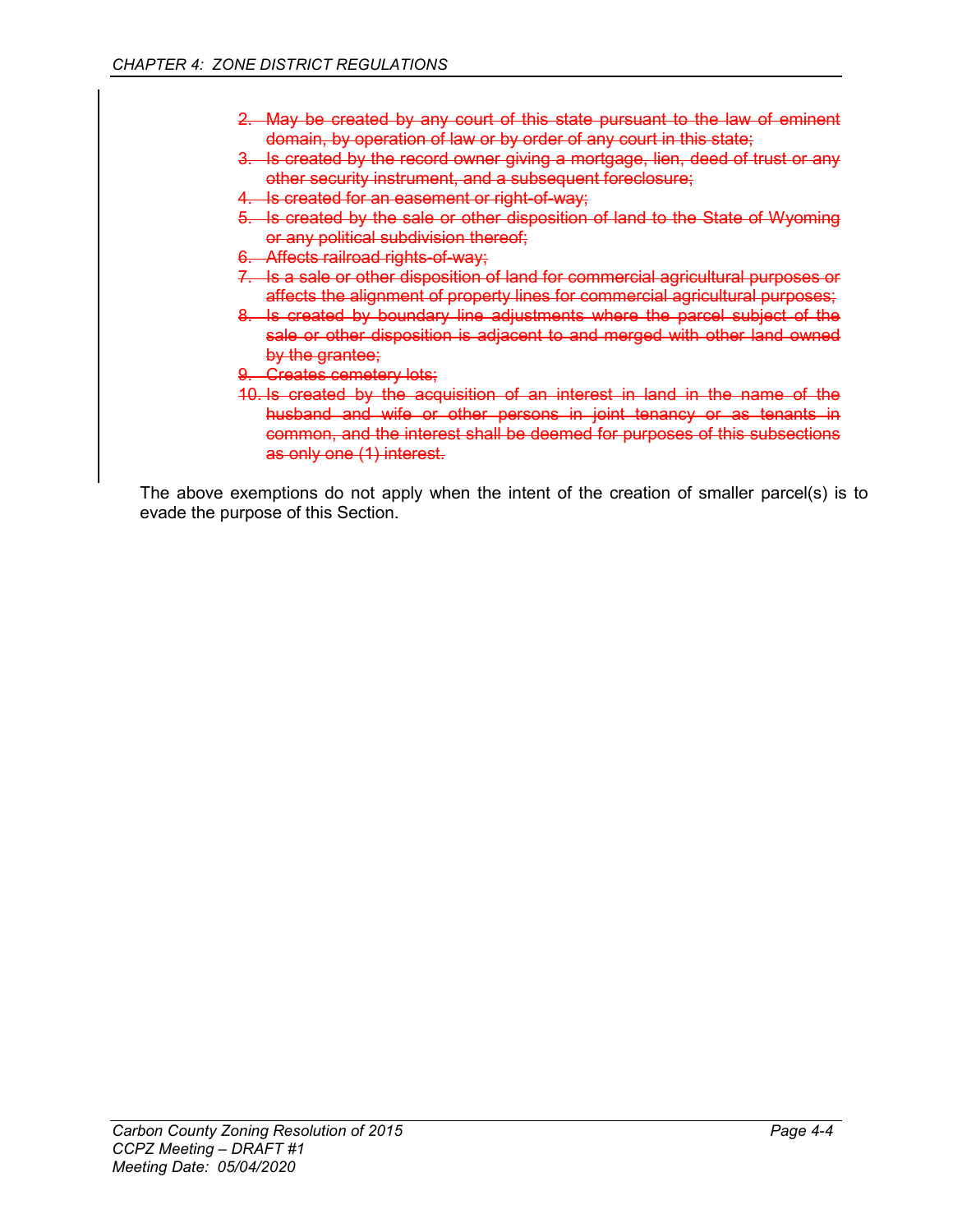2. ~~May be created by any court of this state pursuant to the law of eminent domain, by operation of law or by order of any court in this state;~~
3. ~~Is created by the record owner giving a mortgage, lien, deed of trust or any other security instrument, and a subsequent foreclosure;~~
4. ~~Is created for an easement or right-of-way;~~
5. ~~Is created by the sale or other disposition of land to the State of Wyoming or any political subdivision thereof;~~
6. ~~Affects railroad rights-of-way;~~
7. ~~Is a sale or other disposition of land for commercial agricultural purposes or affects the alignment of property lines for commercial agricultural purposes;~~
8. ~~Is created by boundary line adjustments where the parcel subject of the sale or other disposition is adjacent to and merged with other land owned by the grantee;~~
9. ~~Creates cemetery lots;~~
10. ~~Is created by the acquisition of an interest in land in the name of the husband and wife or other persons in joint tenancy or as tenants in common, and the interest shall be deemed for purposes of this subsections as only one (1) interest.~~

The above exemptions do not apply when the intent of the creation of smaller parcel(s) is to evade the purpose of this Section.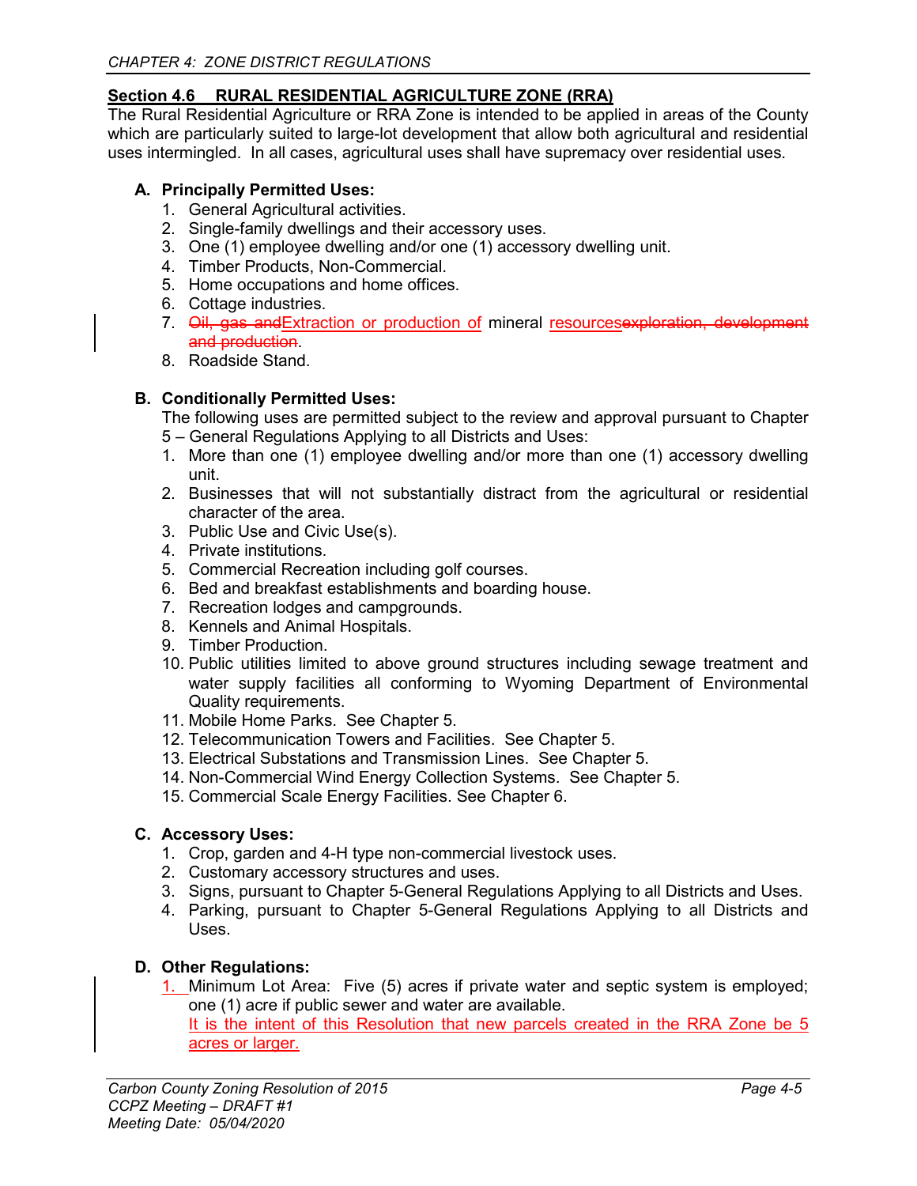## Section 4.6 RURAL RESIDENTIAL AGRICULTURE ZONE (RRA)

The Rural Residential Agriculture or RRA Zone is intended to be applied in areas of the County which are particularly suited to large-lot development that allow both agricultural and residential uses intermingled. In all cases, agricultural uses shall have supremacy over residential uses.

### A. Principally Permitted Uses:

1. General Agricultural activities.
2. Single-family dwellings and their accessory uses.
3. One (1) employee dwelling and/or one (1) accessory dwelling unit.
4. Timber Products, Non-Commercial.
5. Home occupations and home offices.
6. Cottage industries.
7. ~~Oil, gas and~~Extraction or production of mineral resources~~exploration, development and production~~.
8. Roadside Stand.

### B. Conditionally Permitted Uses:

The following uses are permitted subject to the review and approval pursuant to Chapter 5 – General Regulations Applying to all Districts and Uses:

1. More than one (1) employee dwelling and/or more than one (1) accessory dwelling unit.
2. Businesses that will not substantially distract from the agricultural or residential character of the area.
3. Public Use and Civic Use(s).
4. Private institutions.
5. Commercial Recreation including golf courses.
6. Bed and breakfast establishments and boarding house.
7. Recreation lodges and campgrounds.
8. Kennels and Animal Hospitals.
9. Timber Production.
10. Public utilities limited to above ground structures including sewage treatment and water supply facilities all conforming to Wyoming Department of Environmental Quality requirements.
11. Mobile Home Parks. See Chapter 5.
12. Telecommunication Towers and Facilities. See Chapter 5.
13. Electrical Substations and Transmission Lines. See Chapter 5.
14. Non-Commercial Wind Energy Collection Systems. See Chapter 5.
15. Commercial Scale Energy Facilities. See Chapter 6.

### C. Accessory Uses:

1. Crop, garden and 4-H type non-commercial livestock uses.
2. Customary accessory structures and uses.
3. Signs, pursuant to Chapter 5-General Regulations Applying to all Districts and Uses.
4. Parking, pursuant to Chapter 5-General Regulations Applying to all Districts and Uses.

### D. Other Regulations:

1. Minimum Lot Area: Five (5) acres if private water and septic system is employed; one (1) acre if public sewer and water are available.
   It is the intent of this Resolution that new parcels created in the RRA Zone be 5 acres or larger.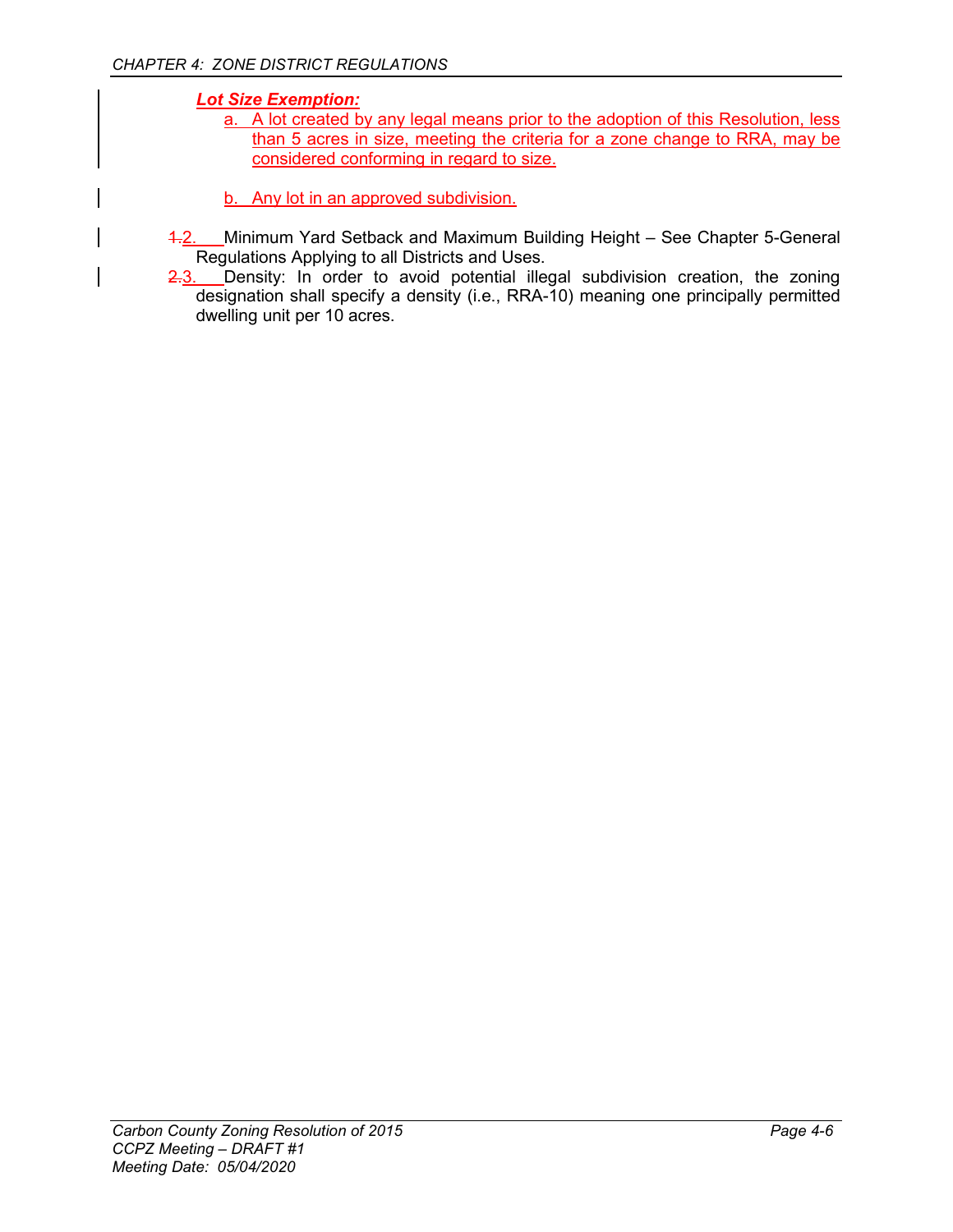***Lot Size Exemption:***

a. A lot created by any legal means prior to the adoption of this Resolution, less than 5 acres in size, meeting the criteria for a zone change to RRA, may be considered conforming in regard to size.

b. Any lot in an approved subdivision.

~~1.~~2. Minimum Yard Setback and Maximum Building Height – See Chapter 5-General Regulations Applying to all Districts and Uses.

~~2.~~3. Density: In order to avoid potential illegal subdivision creation, the zoning designation shall specify a density (i.e., RRA-10) meaning one principally permitted dwelling unit per 10 acres.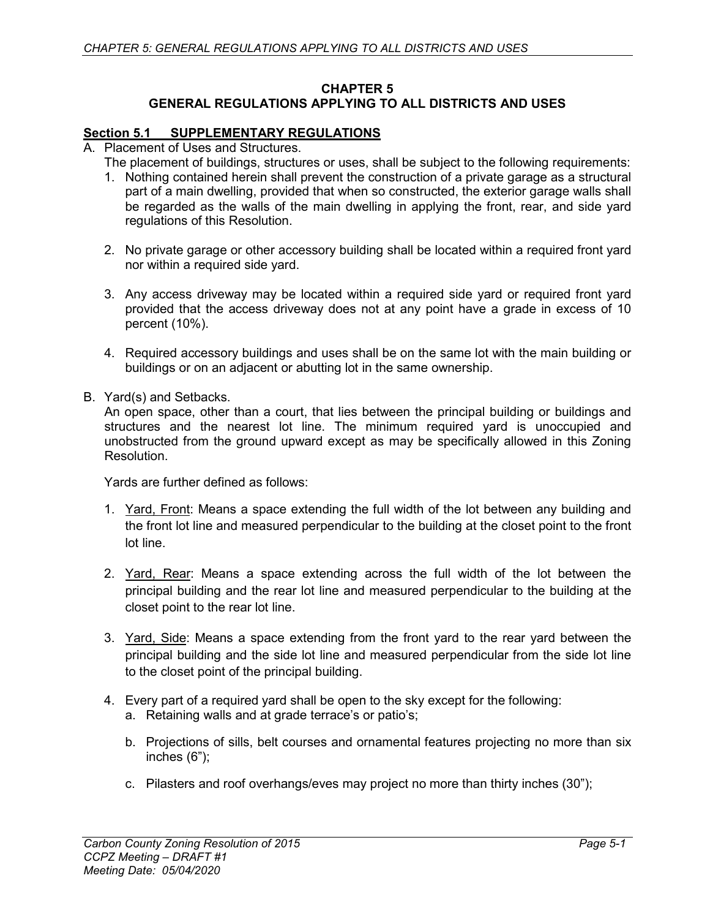# CHAPTER 5
# GENERAL REGULATIONS APPLYING TO ALL DISTRICTS AND USES

## Section 5.1 SUPPLEMENTARY REGULATIONS

A. Placement of Uses and Structures.

The placement of buildings, structures or uses, shall be subject to the following requirements:

1. Nothing contained herein shall prevent the construction of a private garage as a structural part of a main dwelling, provided that when so constructed, the exterior garage walls shall be regarded as the walls of the main dwelling in applying the front, rear, and side yard regulations of this Resolution.

2. No private garage or other accessory building shall be located within a required front yard nor within a required side yard.

3. Any access driveway may be located within a required side yard or required front yard provided that the access driveway does not at any point have a grade in excess of 10 percent (10%).

4. Required accessory buildings and uses shall be on the same lot with the main building or buildings or on an adjacent or abutting lot in the same ownership.

B. Yard(s) and Setbacks.

An open space, other than a court, that lies between the principal building or buildings and structures and the nearest lot line. The minimum required yard is unoccupied and unobstructed from the ground upward except as may be specifically allowed in this Zoning Resolution.

Yards are further defined as follows:

1. Yard, Front: Means a space extending the full width of the lot between any building and the front lot line and measured perpendicular to the building at the closet point to the front lot line.

2. Yard, Rear: Means a space extending across the full width of the lot between the principal building and the rear lot line and measured perpendicular to the building at the closet point to the rear lot line.

3. Yard, Side: Means a space extending from the front yard to the rear yard between the principal building and the side lot line and measured perpendicular from the side lot line to the closet point of the principal building.

4. Every part of a required yard shall be open to the sky except for the following:
   a. Retaining walls and at grade terrace's or patio's;

   b. Projections of sills, belt courses and ornamental features projecting no more than six inches (6");

   c. Pilasters and roof overhangs/eves may project no more than thirty inches (30");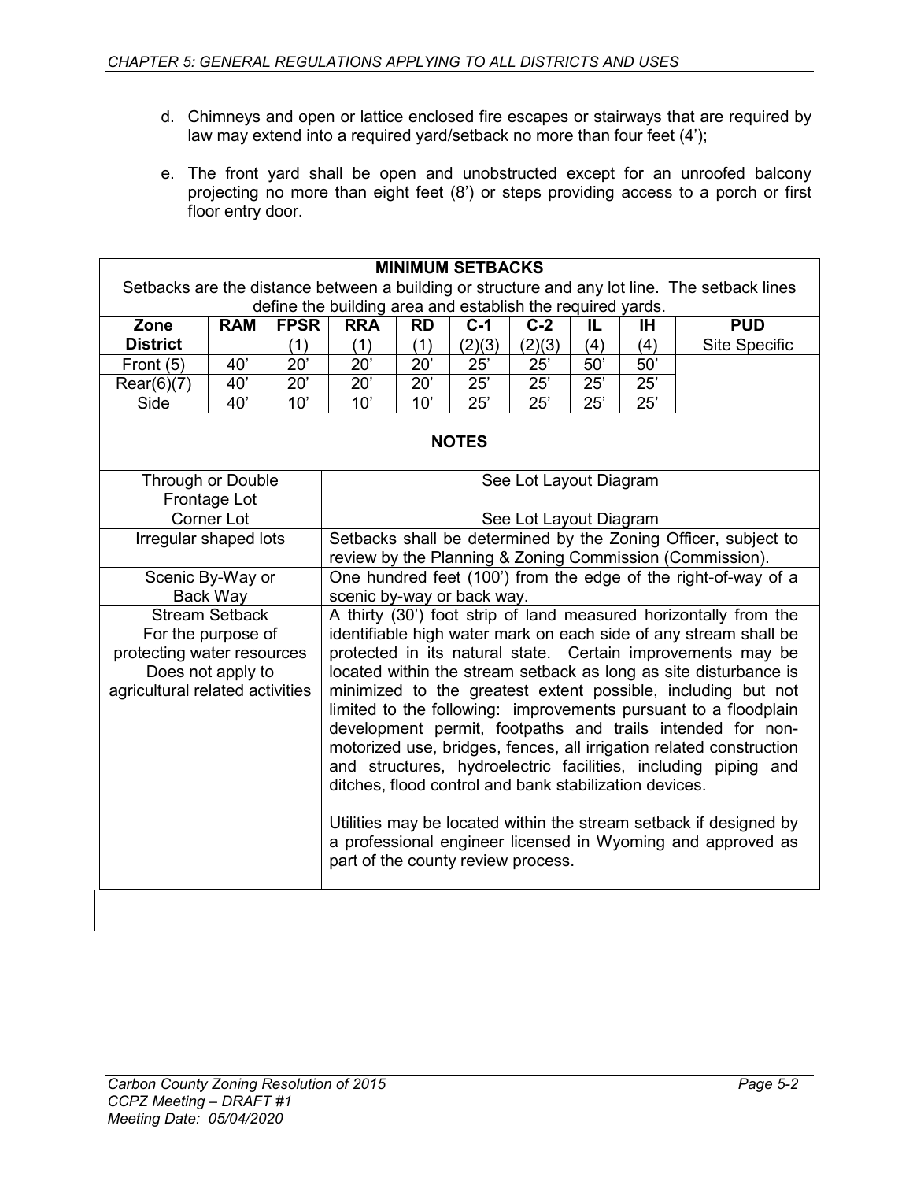d. Chimneys and open or lattice enclosed fire escapes or stairways that are required by law may extend into a required yard/setback no more than four feet (4');

e. The front yard shall be open and unobstructed except for an unroofed balcony projecting no more than eight feet (8') or steps providing access to a porch or first floor entry door.

**MINIMUM SETBACKS**

Setbacks are the distance between a building or structure and any lot line. The setback lines define the building area and establish the required yards.

| Zone District | RAM | FPSR (1) | RRA (1) | RD (1) | C-1 (2)(3) | C-2 (2)(3) | IL (4) | IH (4) | PUD Site Specific |
|---|---|---|---|---|---|---|---|---|---|
| Front (5) | 40' | 20' | 20' | 20' | 25' | 25' | 50' | 50' | |
| Rear(6)(7) | 40' | 20' | 20' | 20' | 25' | 25' | 25' | 25' | |
| Side | 40' | 10' | 10' | 10' | 25' | 25' | 25' | 25' | |

**NOTES**

| | |
|---|---|
| Through or Double Frontage Lot | See Lot Layout Diagram |
| Corner Lot | See Lot Layout Diagram |
| Irregular shaped lots | Setbacks shall be determined by the Zoning Officer, subject to review by the Planning & Zoning Commission (Commission). |
| Scenic By-Way or Back Way | One hundred feet (100') from the edge of the right-of-way of a scenic by-way or back way. |
| Stream Setback For the purpose of protecting water resources Does not apply to agricultural related activities | A thirty (30') foot strip of land measured horizontally from the identifiable high water mark on each side of any stream shall be protected in its natural state. Certain improvements may be located within the stream setback as long as site disturbance is minimized to the greatest extent possible, including but not limited to the following: improvements pursuant to a floodplain development permit, footpaths and trails intended for non-motorized use, bridges, fences, all irrigation related construction and structures, hydroelectric facilities, including piping and ditches, flood control and bank stabilization devices. <br><br> Utilities may be located within the stream setback if designed by a professional engineer licensed in Wyoming and approved as part of the county review process. |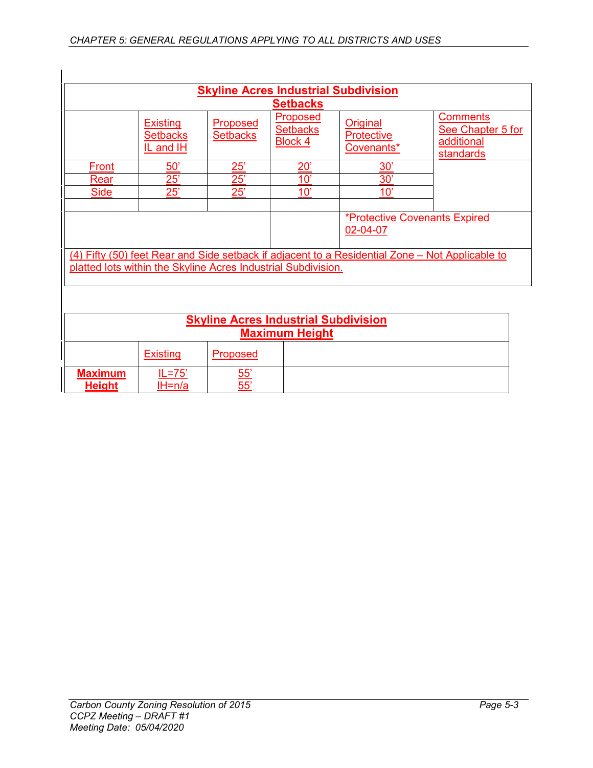| Skyline Acres Industrial Subdivision Setbacks | | | | | |
|---|---|---|---|---|---|
| | Existing Setbacks IL and IH | Proposed Setbacks | Proposed Setbacks Block 4 | Original Protective Covenants* | Comments See Chapter 5 for additional standards |
| Front | 50’ | 25’ | 20’ | 30’ | |
| Rear | 25’ | 25’ | 10’ | 30’ | |
| Side | 25’ | 25’ | 10’ | 10’ | |
| | | | | | |
| | | | | *Protective Covenants Expired 02-04-07 | |

(4) Fifty (50) feet Rear and Side setback if adjacent to a Residential Zone – Not Applicable to platted lots within the Skyline Acres Industrial Subdivision.

| Skyline Acres Industrial Subdivision Maximum Height | | | |
|---|---|---|---|
| | Existing | Proposed | |
| **Maximum Height** | IL=75’<br>IH=n/a | 55’<br>55’ | |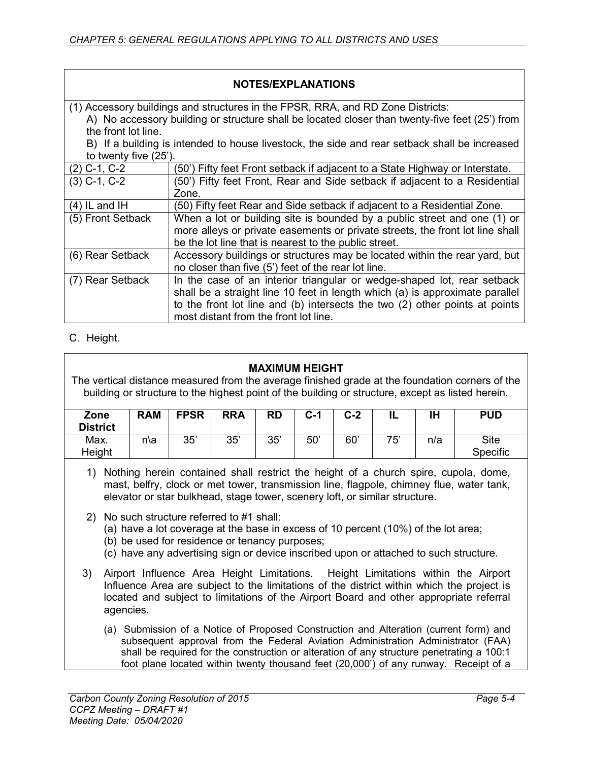| NOTES/EXPLANATIONS | |
|---|---|
| (1) Accessory buildings and structures in the FPSR, RRA, and RD Zone Districts: A) No accessory building or structure shall be located closer than twenty-five feet (25') from the front lot line. B) If a building is intended to house livestock, the side and rear setback shall be increased to twenty five (25'). | |
| (2) C-1, C-2 | (50') Fifty feet Front setback if adjacent to a State Highway or Interstate. |
| (3) C-1, C-2 | (50') Fifty feet Front, Rear and Side setback if adjacent to a Residential Zone. |
| (4) IL and IH | (50) Fifty feet Rear and Side setback if adjacent to a Residential Zone. |
| (5) Front Setback | When a lot or building site is bounded by a public street and one (1) or more alleys or private easements or private streets, the front lot line shall be the lot line that is nearest to the public street. |
| (6) Rear Setback | Accessory buildings or structures may be located within the rear yard, but no closer than five (5') feet of the rear lot line. |
| (7) Rear Setback | In the case of an interior triangular or wedge-shaped lot, rear setback shall be a straight line 10 feet in length which (a) is approximate parallel to the front lot line and (b) intersects the two (2) other points at points most distant from the front lot line. |

C. Height.

**MAXIMUM HEIGHT**

The vertical distance measured from the average finished grade at the foundation corners of the building or structure to the highest point of the building or structure, except as listed herein.

| Zone District | RAM | FPSR | RRA | RD | C-1 | C-2 | IL | IH | PUD |
|---|---|---|---|---|---|---|---|---|---|
| Max. Height | n\a | 35' | 35' | 35' | 50' | 60' | 75' | n/a | Site Specific |

1) Nothing herein contained shall restrict the height of a church spire, cupola, dome, mast, belfry, clock or met tower, transmission line, flagpole, chimney flue, water tank, elevator or star bulkhead, stage tower, scenery loft, or similar structure.

2) No such structure referred to #1 shall:
   (a) have a lot coverage at the base in excess of 10 percent (10%) of the lot area;
   (b) be used for residence or tenancy purposes;
   (c) have any advertising sign or device inscribed upon or attached to such structure.

3) Airport Influence Area Height Limitations. Height Limitations within the Airport Influence Area are subject to the limitations of the district within which the project is located and subject to limitations of the Airport Board and other appropriate referral agencies.

   (a) Submission of a Notice of Proposed Construction and Alteration (current form) and subsequent approval from the Federal Aviation Administration Administrator (FAA) shall be required for the construction or alteration of any structure penetrating a 100:1 foot plane located within twenty thousand feet (20,000') of any runway. Receipt of a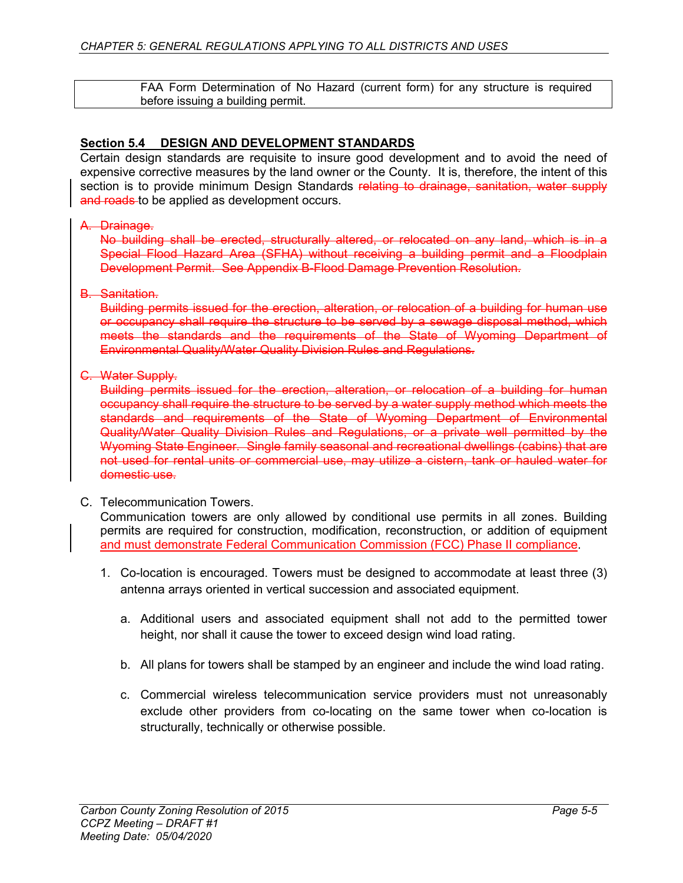FAA Form Determination of No Hazard (current form) for any structure is required before issuing a building permit.

## **Section 5.4 DESIGN AND DEVELOPMENT STANDARDS**

Certain design standards are requisite to insure good development and to avoid the need of expensive corrective measures by the land owner or the County. It is, therefore, the intent of this section to provide minimum Design Standards ~~relating to drainage, sanitation, water supply and roads~~ to be applied as development occurs.

~~A. Drainage.~~

~~No building shall be erected, structurally altered, or relocated on any land, which is in a Special Flood Hazard Area (SFHA) without receiving a building permit and a Floodplain Development Permit. See Appendix B-Flood Damage Prevention Resolution.~~

~~B. Sanitation.~~

~~Building permits issued for the erection, alteration, or relocation of a building for human use or occupancy shall require the structure to be served by a sewage disposal method, which meets the standards and the requirements of the State of Wyoming Department of Environmental Quality/Water Quality Division Rules and Regulations.~~

~~C. Water Supply.~~

~~Building permits issued for the erection, alteration, or relocation of a building for human occupancy shall require the structure to be served by a water supply method which meets the standards and requirements of the State of Wyoming Department of Environmental Quality/Water Quality Division Rules and Regulations, or a private well permitted by the Wyoming State Engineer. Single family seasonal and recreational dwellings (cabins) that are not used for rental units or commercial use, may utilize a cistern, tank or hauled water for domestic use.~~

C. Telecommunication Towers.

Communication towers are only allowed by conditional use permits in all zones. Building permits are required for construction, modification, reconstruction, or addition of equipment and must demonstrate Federal Communication Commission (FCC) Phase II compliance.

1. Co-location is encouraged. Towers must be designed to accommodate at least three (3) antenna arrays oriented in vertical succession and associated equipment.

   a. Additional users and associated equipment shall not add to the permitted tower height, nor shall it cause the tower to exceed design wind load rating.

   b. All plans for towers shall be stamped by an engineer and include the wind load rating.

   c. Commercial wireless telecommunication service providers must not unreasonably exclude other providers from co-locating on the same tower when co-location is structurally, technically or otherwise possible.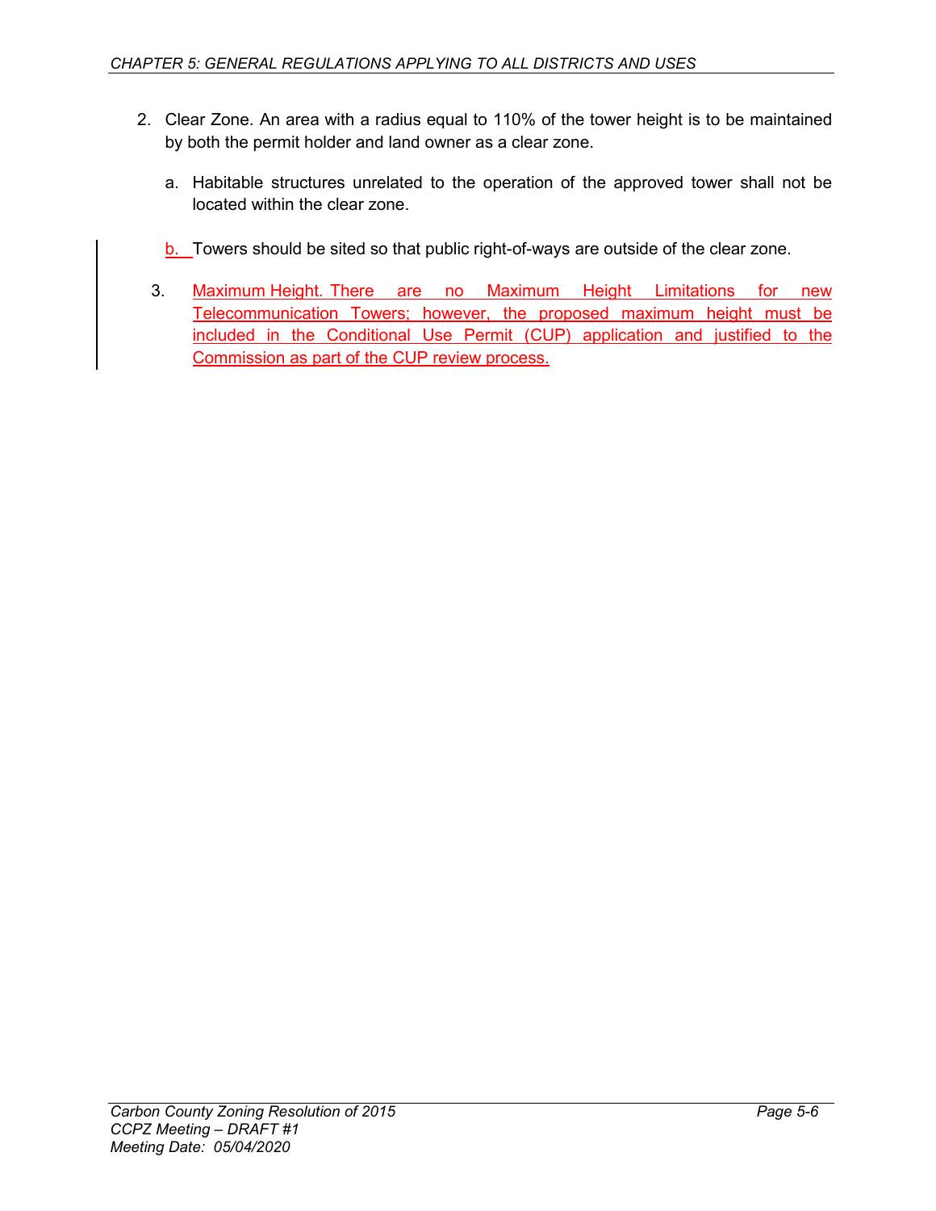2. Clear Zone. An area with a radius equal to 110% of the tower height is to be maintained by both the permit holder and land owner as a clear zone.

   a. Habitable structures unrelated to the operation of the approved tower shall not be located within the clear zone.

   b. Towers should be sited so that public right-of-ways are outside of the clear zone.

3. Maximum Height. There are no Maximum Height Limitations for new Telecommunication Towers; however, the proposed maximum height must be included in the Conditional Use Permit (CUP) application and justified to the Commission as part of the CUP review process.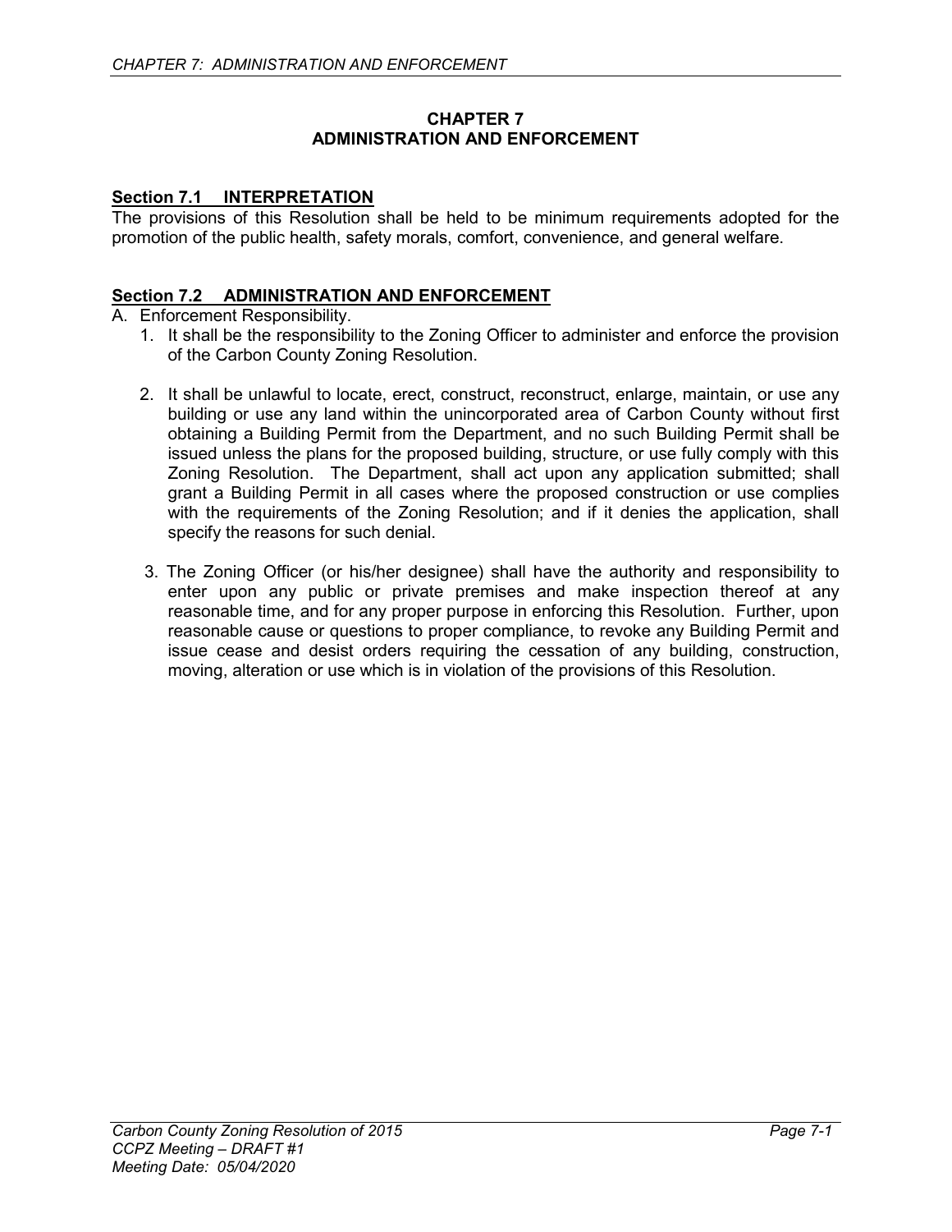# CHAPTER 7
# ADMINISTRATION AND ENFORCEMENT

## Section 7.1 INTERPRETATION

The provisions of this Resolution shall be held to be minimum requirements adopted for the promotion of the public health, safety morals, comfort, convenience, and general welfare.

## Section 7.2 ADMINISTRATION AND ENFORCEMENT

A. Enforcement Responsibility.

1. It shall be the responsibility to the Zoning Officer to administer and enforce the provision of the Carbon County Zoning Resolution.

2. It shall be unlawful to locate, erect, construct, reconstruct, enlarge, maintain, or use any building or use any land within the unincorporated area of Carbon County without first obtaining a Building Permit from the Department, and no such Building Permit shall be issued unless the plans for the proposed building, structure, or use fully comply with this Zoning Resolution. The Department, shall act upon any application submitted; shall grant a Building Permit in all cases where the proposed construction or use complies with the requirements of the Zoning Resolution; and if it denies the application, shall specify the reasons for such denial.

3. The Zoning Officer (or his/her designee) shall have the authority and responsibility to enter upon any public or private premises and make inspection thereof at any reasonable time, and for any proper purpose in enforcing this Resolution. Further, upon reasonable cause or questions to proper compliance, to revoke any Building Permit and issue cease and desist orders requiring the cessation of any building, construction, moving, alteration or use which is in violation of the provisions of this Resolution.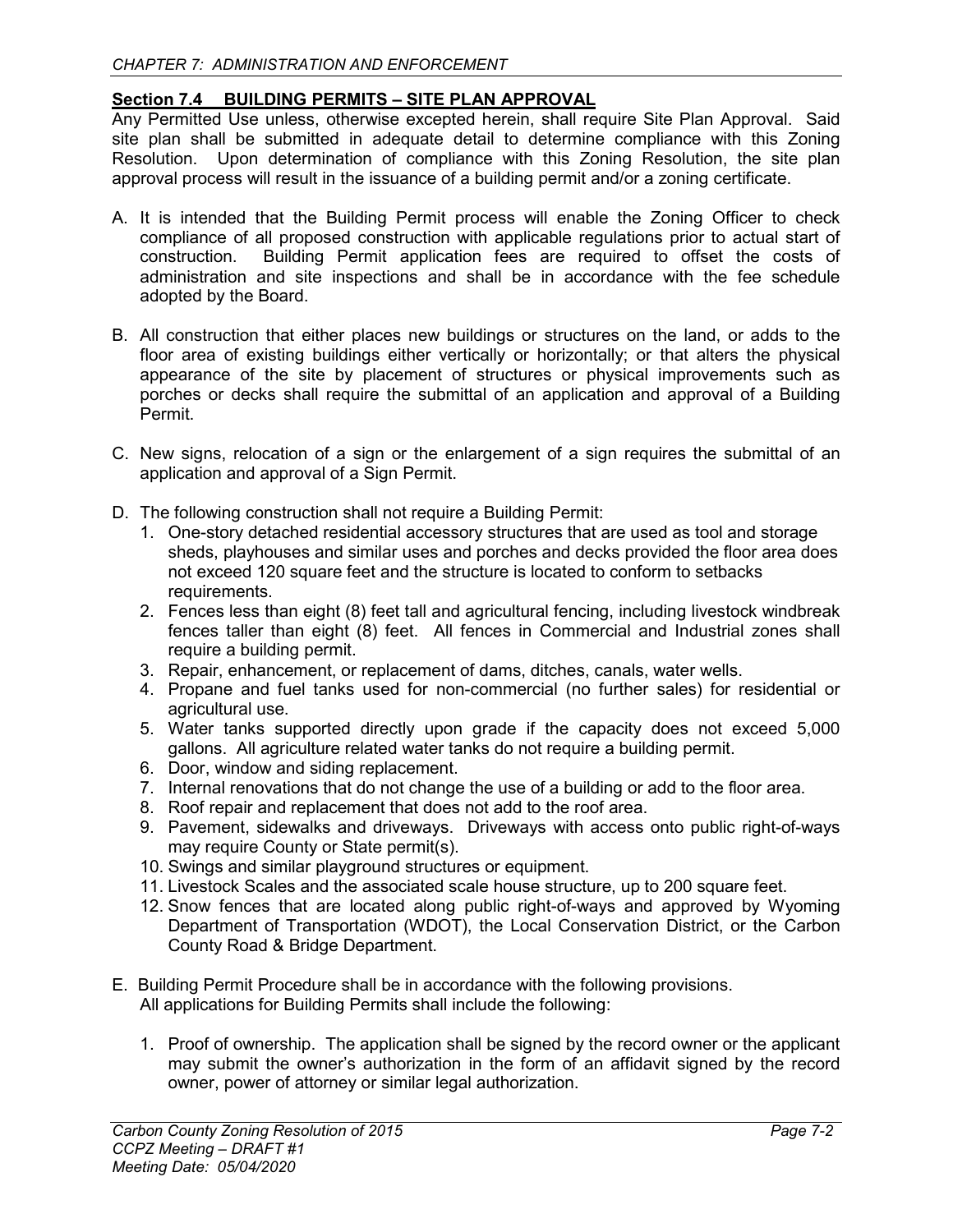## Section 7.4 BUILDING PERMITS – SITE PLAN APPROVAL

Any Permitted Use unless, otherwise excepted herein, shall require Site Plan Approval. Said site plan shall be submitted in adequate detail to determine compliance with this Zoning Resolution. Upon determination of compliance with this Zoning Resolution, the site plan approval process will result in the issuance of a building permit and/or a zoning certificate.

A. It is intended that the Building Permit process will enable the Zoning Officer to check compliance of all proposed construction with applicable regulations prior to actual start of construction. Building Permit application fees are required to offset the costs of administration and site inspections and shall be in accordance with the fee schedule adopted by the Board.

B. All construction that either places new buildings or structures on the land, or adds to the floor area of existing buildings either vertically or horizontally; or that alters the physical appearance of the site by placement of structures or physical improvements such as porches or decks shall require the submittal of an application and approval of a Building Permit.

C. New signs, relocation of a sign or the enlargement of a sign requires the submittal of an application and approval of a Sign Permit.

D. The following construction shall not require a Building Permit:
   1. One-story detached residential accessory structures that are used as tool and storage sheds, playhouses and similar uses and porches and decks provided the floor area does not exceed 120 square feet and the structure is located to conform to setbacks requirements.
   2. Fences less than eight (8) feet tall and agricultural fencing, including livestock windbreak fences taller than eight (8) feet. All fences in Commercial and Industrial zones shall require a building permit.
   3. Repair, enhancement, or replacement of dams, ditches, canals, water wells.
   4. Propane and fuel tanks used for non-commercial (no further sales) for residential or agricultural use.
   5. Water tanks supported directly upon grade if the capacity does not exceed 5,000 gallons. All agriculture related water tanks do not require a building permit.
   6. Door, window and siding replacement.
   7. Internal renovations that do not change the use of a building or add to the floor area.
   8. Roof repair and replacement that does not add to the roof area.
   9. Pavement, sidewalks and driveways. Driveways with access onto public right-of-ways may require County or State permit(s).
   10. Swings and similar playground structures or equipment.
   11. Livestock Scales and the associated scale house structure, up to 200 square feet.
   12. Snow fences that are located along public right-of-ways and approved by Wyoming Department of Transportation (WDOT), the Local Conservation District, or the Carbon County Road & Bridge Department.

E. Building Permit Procedure shall be in accordance with the following provisions. All applications for Building Permits shall include the following:

   1. Proof of ownership. The application shall be signed by the record owner or the applicant may submit the owner's authorization in the form of an affidavit signed by the record owner, power of attorney or similar legal authorization.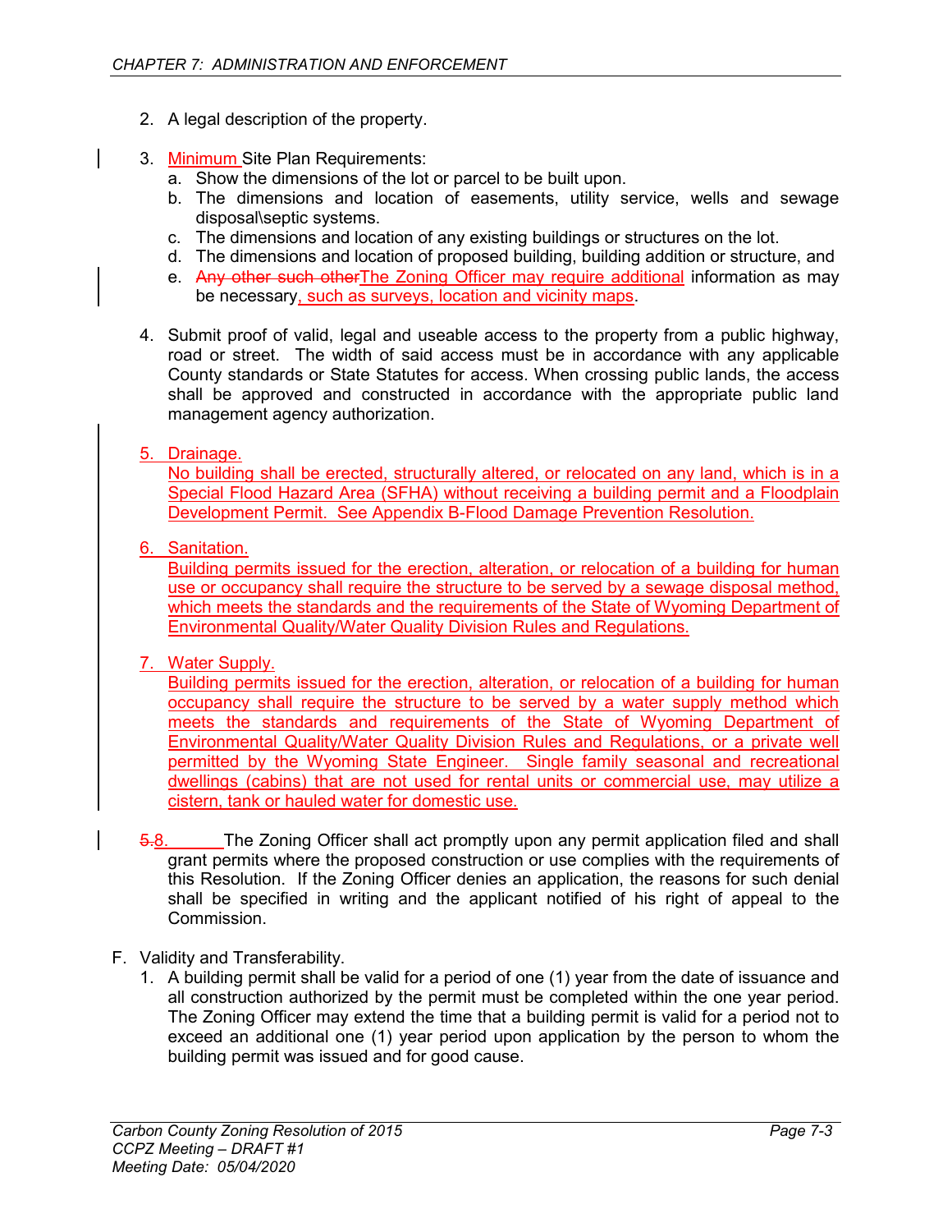2. A legal description of the property.

3. Minimum Site Plan Requirements:
   a. Show the dimensions of the lot or parcel to be built upon.
   b. The dimensions and location of easements, utility service, wells and sewage disposal\septic systems.
   c. The dimensions and location of any existing buildings or structures on the lot.
   d. The dimensions and location of proposed building, building addition or structure, and
   e. ~~Any other such other~~The Zoning Officer may require additional information as may be necessary, such as surveys, location and vicinity maps.

4. Submit proof of valid, legal and useable access to the property from a public highway, road or street. The width of said access must be in accordance with any applicable County standards or State Statutes for access. When crossing public lands, the access shall be approved and constructed in accordance with the appropriate public land management agency authorization.

5. Drainage.
   No building shall be erected, structurally altered, or relocated on any land, which is in a Special Flood Hazard Area (SFHA) without receiving a building permit and a Floodplain Development Permit. See Appendix B-Flood Damage Prevention Resolution.

6. Sanitation.
   Building permits issued for the erection, alteration, or relocation of a building for human use or occupancy shall require the structure to be served by a sewage disposal method, which meets the standards and the requirements of the State of Wyoming Department of Environmental Quality/Water Quality Division Rules and Regulations.

7. Water Supply.
   Building permits issued for the erection, alteration, or relocation of a building for human occupancy shall require the structure to be served by a water supply method which meets the standards and requirements of the State of Wyoming Department of Environmental Quality/Water Quality Division Rules and Regulations, or a private well permitted by the Wyoming State Engineer. Single family seasonal and recreational dwellings (cabins) that are not used for rental units or commercial use, may utilize a cistern, tank or hauled water for domestic use.

~~5.~~8. The Zoning Officer shall act promptly upon any permit application filed and shall grant permits where the proposed construction or use complies with the requirements of this Resolution. If the Zoning Officer denies an application, the reasons for such denial shall be specified in writing and the applicant notified of his right of appeal to the Commission.

F. Validity and Transferability.
   1. A building permit shall be valid for a period of one (1) year from the date of issuance and all construction authorized by the permit must be completed within the one year period. The Zoning Officer may extend the time that a building permit is valid for a period not to exceed an additional one (1) year period upon application by the person to whom the building permit was issued and for good cause.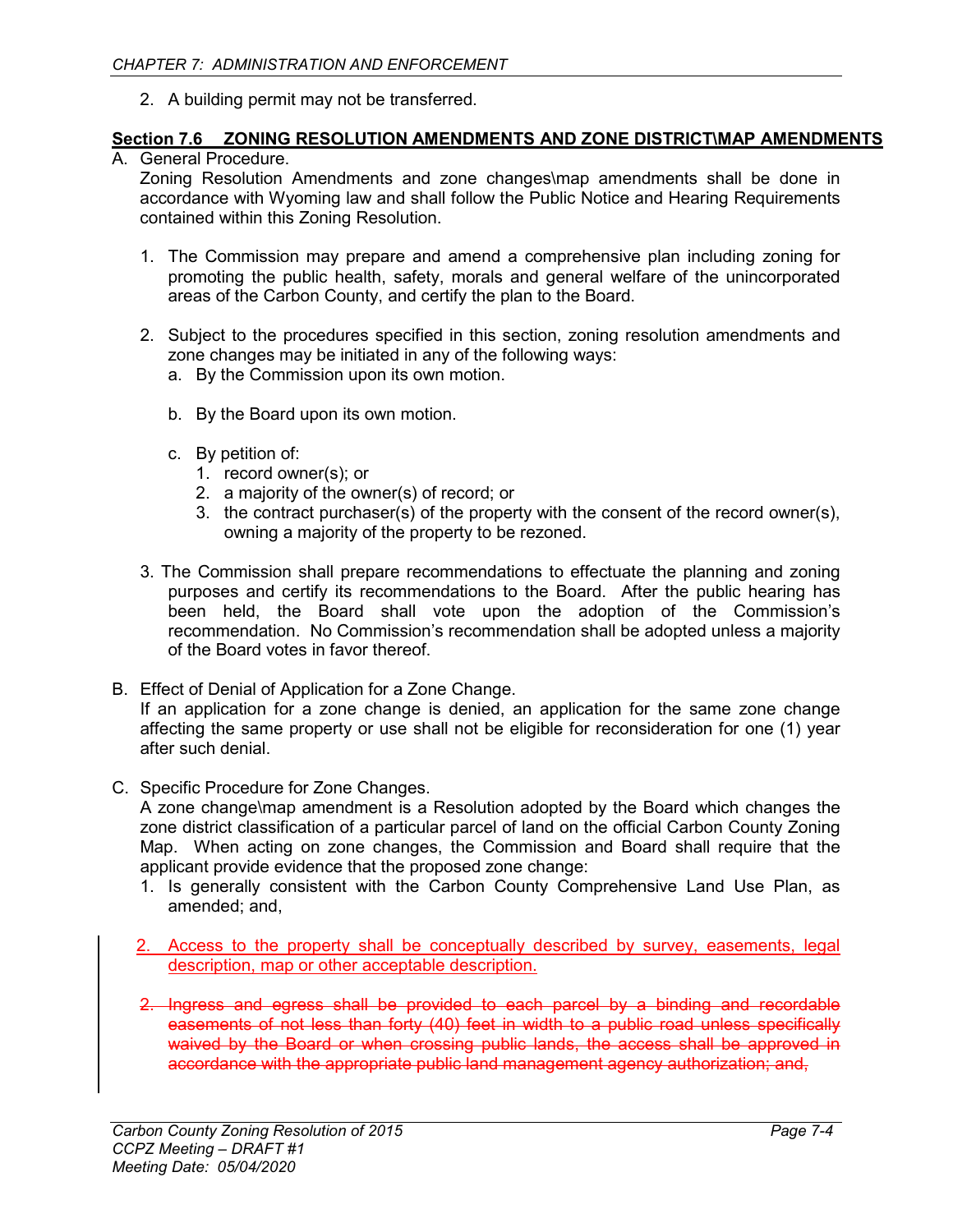2. A building permit may not be transferred.

## Section 7.6 ZONING RESOLUTION AMENDMENTS AND ZONE DISTRICT\MAP AMENDMENTS

A. General Procedure.
Zoning Resolution Amendments and zone changes\map amendments shall be done in accordance with Wyoming law and shall follow the Public Notice and Hearing Requirements contained within this Zoning Resolution.

1. The Commission may prepare and amend a comprehensive plan including zoning for promoting the public health, safety, morals and general welfare of the unincorporated areas of the Carbon County, and certify the plan to the Board.

2. Subject to the procedures specified in this section, zoning resolution amendments and zone changes may be initiated in any of the following ways:
   a. By the Commission upon its own motion.

   b. By the Board upon its own motion.

   c. By petition of:
      1. record owner(s); or
      2. a majority of the owner(s) of record; or
      3. the contract purchaser(s) of the property with the consent of the record owner(s), owning a majority of the property to be rezoned.

3. The Commission shall prepare recommendations to effectuate the planning and zoning purposes and certify its recommendations to the Board. After the public hearing has been held, the Board shall vote upon the adoption of the Commission's recommendation. No Commission's recommendation shall be adopted unless a majority of the Board votes in favor thereof.

B. Effect of Denial of Application for a Zone Change.
If an application for a zone change is denied, an application for the same zone change affecting the same property or use shall not be eligible for reconsideration for one (1) year after such denial.

C. Specific Procedure for Zone Changes.
A zone change\map amendment is a Resolution adopted by the Board which changes the zone district classification of a particular parcel of land on the official Carbon County Zoning Map. When acting on zone changes, the Commission and Board shall require that the applicant provide evidence that the proposed zone change:

1. Is generally consistent with the Carbon County Comprehensive Land Use Plan, as amended; and,

2. Access to the property shall be conceptually described by survey, easements, legal description, map or other acceptable description.

2. ~~Ingress and egress shall be provided to each parcel by a binding and recordable easements of not less than forty (40) feet in width to a public road unless specifically waived by the Board or when crossing public lands, the access shall be approved in accordance with the appropriate public land management agency authorization; and,~~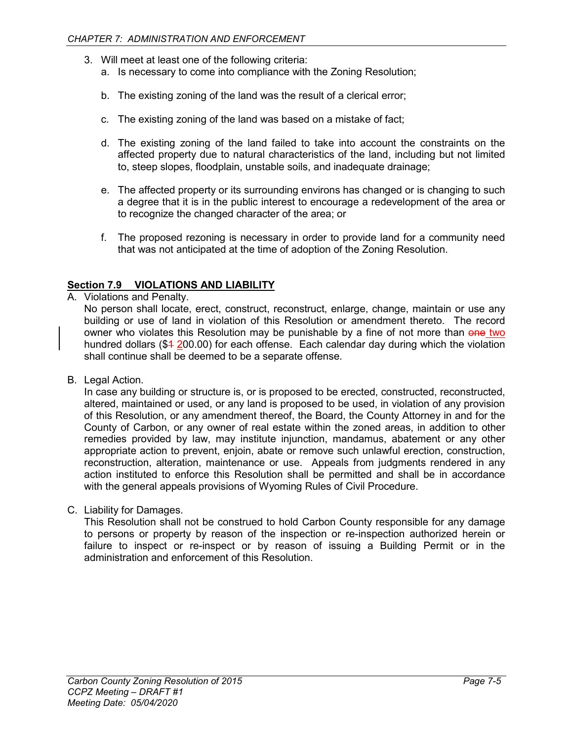3. Will meet at least one of the following criteria:
   a. Is necessary to come into compliance with the Zoning Resolution;

   b. The existing zoning of the land was the result of a clerical error;

   c. The existing zoning of the land was based on a mistake of fact;

   d. The existing zoning of the land failed to take into account the constraints on the affected property due to natural characteristics of the land, including but not limited to, steep slopes, floodplain, unstable soils, and inadequate drainage;

   e. The affected property or its surrounding environs has changed or is changing to such a degree that it is in the public interest to encourage a redevelopment of the area or to recognize the changed character of the area; or

   f. The proposed rezoning is necessary in order to provide land for a community need that was not anticipated at the time of adoption of the Zoning Resolution.

## Section 7.9 VIOLATIONS AND LIABILITY

A. Violations and Penalty.
   No person shall locate, erect, construct, reconstruct, enlarge, change, maintain or use any building or use of land in violation of this Resolution or amendment thereto. The record owner who violates this Resolution may be punishable by a fine of not more than ~~one~~ two hundred dollars ($~~1~~ 200.00) for each offense. Each calendar day during which the violation shall continue shall be deemed to be a separate offense.

B. Legal Action.
   In case any building or structure is, or is proposed to be erected, constructed, reconstructed, altered, maintained or used, or any land is proposed to be used, in violation of any provision of this Resolution, or any amendment thereof, the Board, the County Attorney in and for the County of Carbon, or any owner of real estate within the zoned areas, in addition to other remedies provided by law, may institute injunction, mandamus, abatement or any other appropriate action to prevent, enjoin, abate or remove such unlawful erection, construction, reconstruction, alteration, maintenance or use. Appeals from judgments rendered in any action instituted to enforce this Resolution shall be permitted and shall be in accordance with the general appeals provisions of Wyoming Rules of Civil Procedure.

C. Liability for Damages.
   This Resolution shall not be construed to hold Carbon County responsible for any damage to persons or property by reason of the inspection or re-inspection authorized herein or failure to inspect or re-inspect or by reason of issuing a Building Permit or in the administration and enforcement of this Resolution.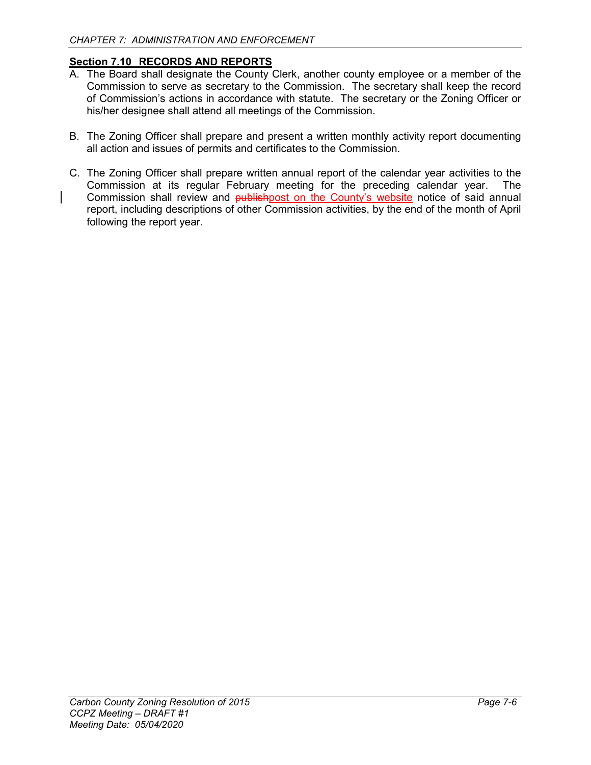**Section 7.10 RECORDS AND REPORTS**

A. The Board shall designate the County Clerk, another county employee or a member of the Commission to serve as secretary to the Commission. The secretary shall keep the record of Commission's actions in accordance with statute. The secretary or the Zoning Officer or his/her designee shall attend all meetings of the Commission.

B. The Zoning Officer shall prepare and present a written monthly activity report documenting all action and issues of permits and certificates to the Commission.

C. The Zoning Officer shall prepare written annual report of the calendar year activities to the Commission at its regular February meeting for the preceding calendar year. The Commission shall review and ~~publish~~post on the County's website notice of said annual report, including descriptions of other Commission activities, by the end of the month of April following the report year.